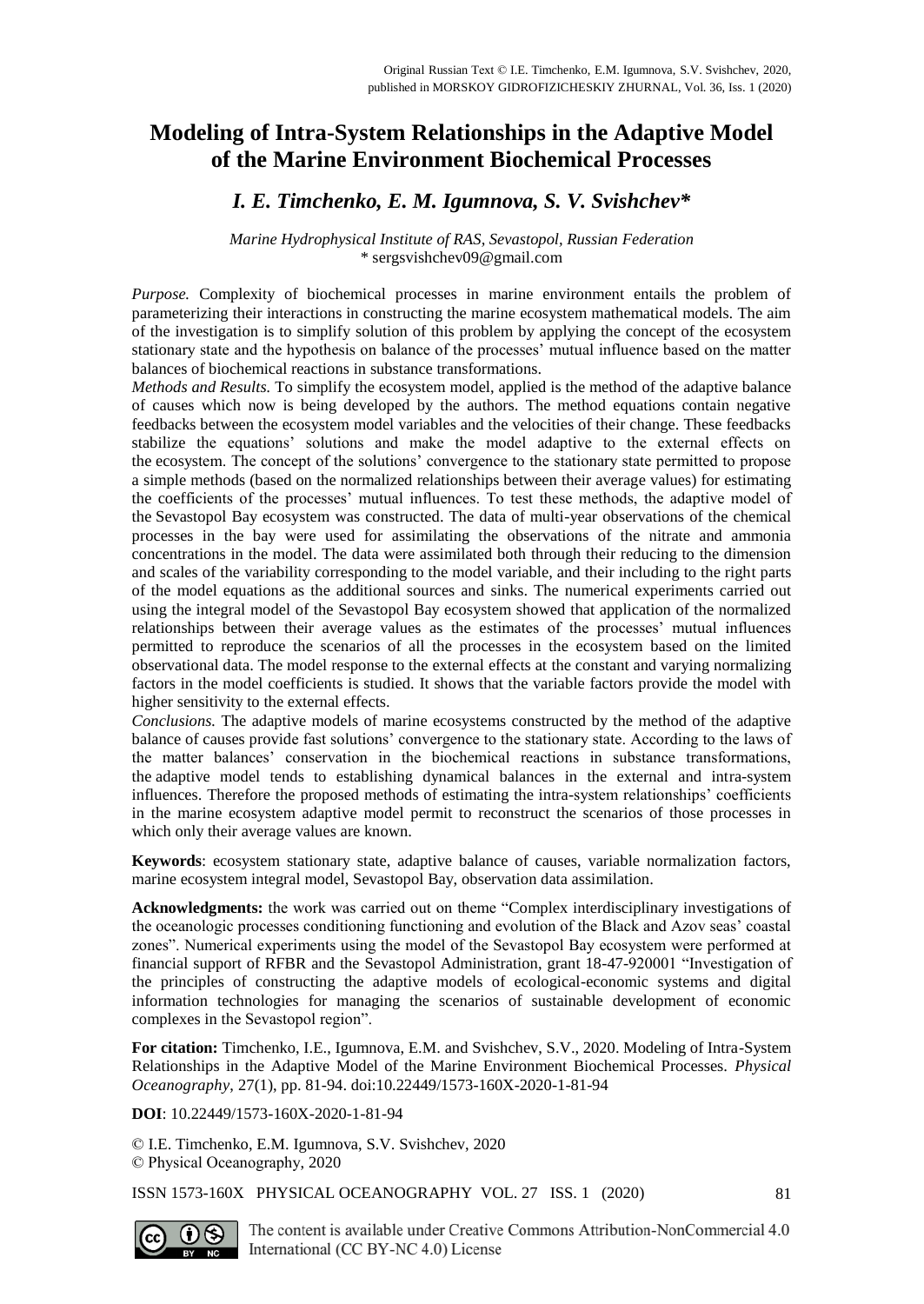Original Russian Text © I.E. Timchenko, E.M. Igumnova, S.V. Svishchev, 2020, published in MORSKOY GIDROFIZICHESKIY ZHURNAL, Vol. 36, Iss. 1 (2020)

# Modeling of Intra-System Relationships in the Adaptive Model of the Marine Environment Biochemical Processes

## *I. E. Timchenko, E. M. Igumnova, S. V. Svishchev**

*Marine Hydrophysical Institute of RAS, Sevastopol, Russian Federation*
* sergsvishchev09@gmail.com

*Purpose.* Complexity of biochemical processes in marine environment entails the problem of parameterizing their interactions in constructing the marine ecosystem mathematical models. The aim of the investigation is to simplify solution of this problem by applying the concept of the ecosystem stationary state and the hypothesis on balance of the processes' mutual influence based on the matter balances of biochemical reactions in substance transformations.

*Methods and Results.* To simplify the ecosystem model, applied is the method of the adaptive balance of causes which now is being developed by the authors. The method equations contain negative feedbacks between the ecosystem model variables and the velocities of their change. These feedbacks stabilize the equations' solutions and make the model adaptive to the external effects on the ecosystem. The concept of the solutions' convergence to the stationary state permitted to propose a simple methods (based on the normalized relationships between their average values) for estimating the coefficients of the processes' mutual influences. To test these methods, the adaptive model of the Sevastopol Bay ecosystem was constructed. The data of multi-year observations of the chemical processes in the bay were used for assimilating the observations of the nitrate and ammonia concentrations in the model. The data were assimilated both through their reducing to the dimension and scales of the variability corresponding to the model variable, and their including to the right parts of the model equations as the additional sources and sinks. The numerical experiments carried out using the integral model of the Sevastopol Bay ecosystem showed that application of the normalized relationships between their average values as the estimates of the processes' mutual influences permitted to reproduce the scenarios of all the processes in the ecosystem based on the limited observational data. The model response to the external effects at the constant and varying normalizing factors in the model coefficients is studied. It shows that the variable factors provide the model with higher sensitivity to the external effects.

*Conclusions.* The adaptive models of marine ecosystems constructed by the method of the adaptive balance of causes provide fast solutions' convergence to the stationary state. According to the laws of the matter balances' conservation in the biochemical reactions in substance transformations, the adaptive model tends to establishing dynamical balances in the external and intra-system influences. Therefore the proposed methods of estimating the intra-system relationships' coefficients in the marine ecosystem adaptive model permit to reconstruct the scenarios of those processes in which only their average values are known.

**Keywords**: ecosystem stationary state, adaptive balance of causes, variable normalization factors, marine ecosystem integral model, Sevastopol Bay, observation data assimilation.

**Acknowledgments:** the work was carried out on theme "Complex interdisciplinary investigations of the oceanologic processes conditioning functioning and evolution of the Black and Azov seas' coastal zones". Numerical experiments using the model of the Sevastopol Bay ecosystem were performed at financial support of RFBR and the Sevastopol Administration, grant 18-47-920001 "Investigation of the principles of constructing the adaptive models of ecological-economic systems and digital information technologies for managing the scenarios of sustainable development of economic complexes in the Sevastopol region".

**For citation:** Timchenko, I.E., Igumnova, E.M. and Svishchev, S.V., 2020. Modeling of Intra-System Relationships in the Adaptive Model of the Marine Environment Biochemical Processes. *Physical Oceanography*, 27(1), pp. 81-94. doi:10.22449/1573-160X-2020-1-81-94

**DOI**: 10.22449/1573-160X-2020-1-81-94

© I.E. Timchenko, E.M. Igumnova, S.V. Svishchev, 2020
© Physical Oceanography, 2020

The content is available under Creative Commons Attribution-NonCommercial 4.0 International (CC BY-NC 4.0) License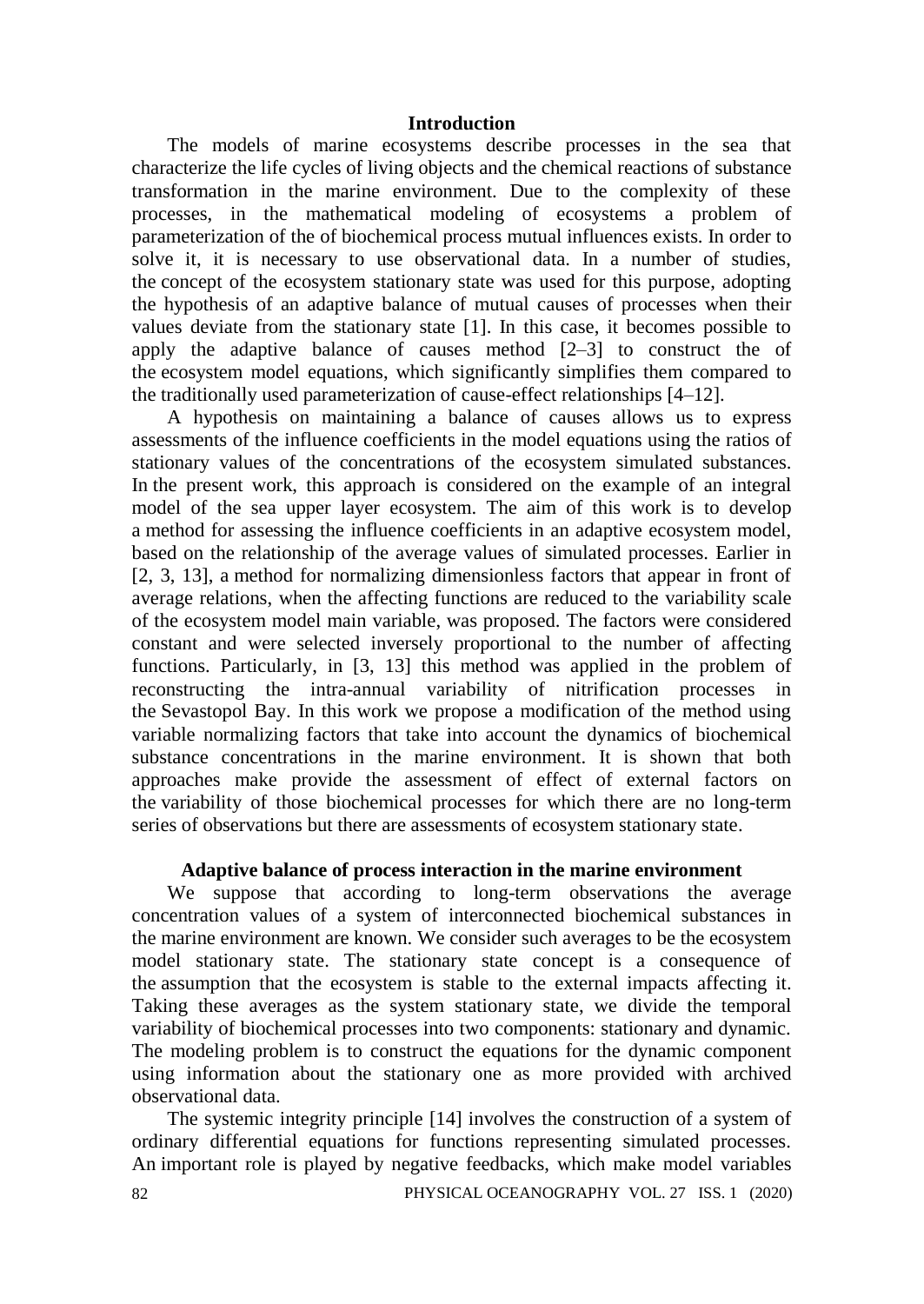## Introduction

The models of marine ecosystems describe processes in the sea that characterize the life cycles of living objects and the chemical reactions of substance transformation in the marine environment. Due to the complexity of these processes, in the mathematical modeling of ecosystems a problem of parameterization of the of biochemical process mutual influences exists. In order to solve it, it is necessary to use observational data. In a number of studies, the concept of the ecosystem stationary state was used for this purpose, adopting the hypothesis of an adaptive balance of mutual causes of processes when their values deviate from the stationary state [1]. In this case, it becomes possible to apply the adaptive balance of causes method [2–3] to construct the of the ecosystem model equations, which significantly simplifies them compared to the traditionally used parameterization of cause-effect relationships [4–12].

A hypothesis on maintaining a balance of causes allows us to express assessments of the influence coefficients in the model equations using the ratios of stationary values of the concentrations of the ecosystem simulated substances. In the present work, this approach is considered on the example of an integral model of the sea upper layer ecosystem. The aim of this work is to develop a method for assessing the influence coefficients in an adaptive ecosystem model, based on the relationship of the average values of simulated processes. Earlier in [2, 3, 13], a method for normalizing dimensionless factors that appear in front of average relations, when the affecting functions are reduced to the variability scale of the ecosystem model main variable, was proposed. The factors were considered constant and were selected inversely proportional to the number of affecting functions. Particularly, in [3, 13] this method was applied in the problem of reconstructing the intra-annual variability of nitrification processes in the Sevastopol Bay. In this work we propose a modification of the method using variable normalizing factors that take into account the dynamics of biochemical substance concentrations in the marine environment. It is shown that both approaches make provide the assessment of effect of external factors on the variability of those biochemical processes for which there are no long-term series of observations but there are assessments of ecosystem stationary state.

## Adaptive balance of process interaction in the marine environment

We suppose that according to long-term observations the average concentration values of a system of interconnected biochemical substances in the marine environment are known. We consider such averages to be the ecosystem model stationary state. The stationary state concept is a consequence of the assumption that the ecosystem is stable to the external impacts affecting it. Taking these averages as the system stationary state, we divide the temporal variability of biochemical processes into two components: stationary and dynamic. The modeling problem is to construct the equations for the dynamic component using information about the stationary one as more provided with archived observational data.

The systemic integrity principle [14] involves the construction of a system of ordinary differential equations for functions representing simulated processes. An important role is played by negative feedbacks, which make model variables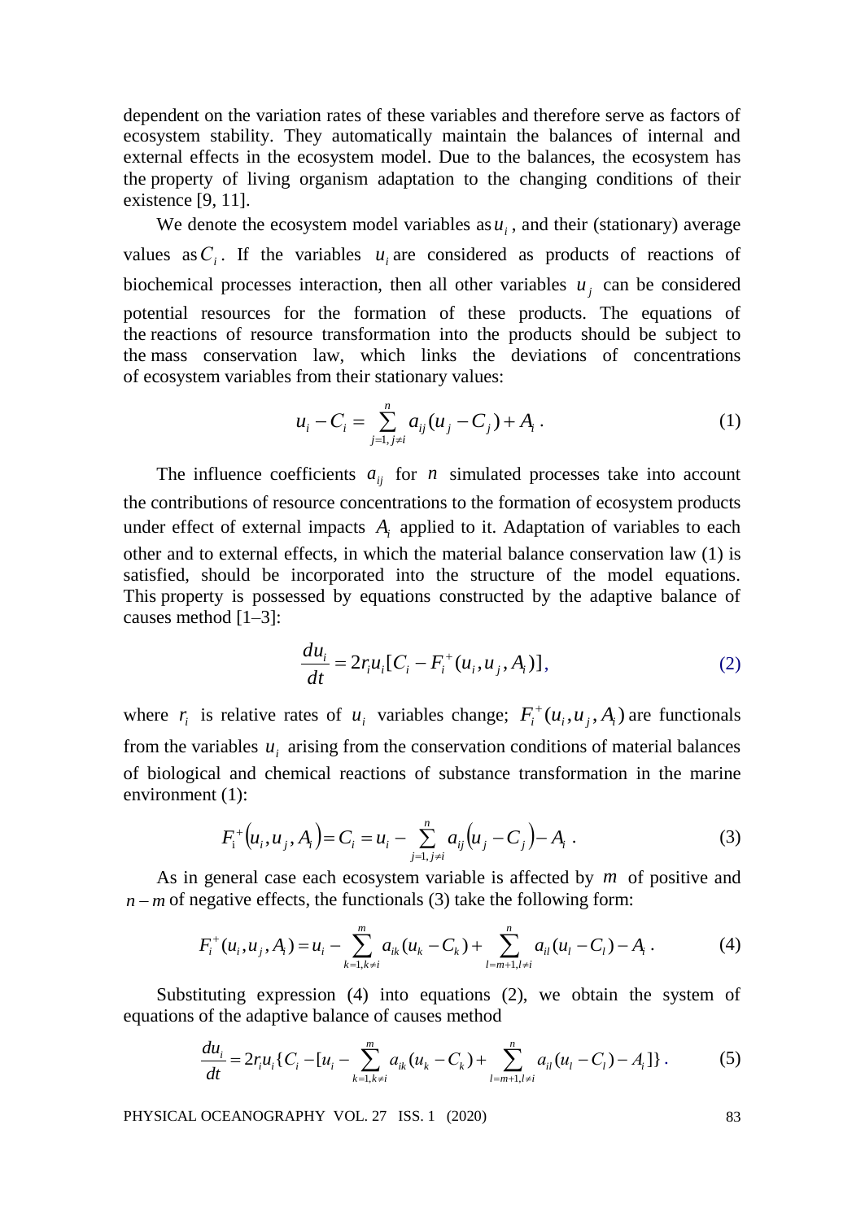dependent on the variation rates of these variables and therefore serve as factors of ecosystem stability. They automatically maintain the balances of internal and external effects in the ecosystem model. Due to the balances, the ecosystem has the property of living organism adaptation to the changing conditions of their existence [9, 11].

We denote the ecosystem model variables as $u_i$, and their (stationary) average values as $C_i$. If the variables $u_i$ are considered as products of reactions of biochemical processes interaction, then all other variables $u_j$ can be considered potential resources for the formation of these products. The equations of the reactions of resource transformation into the products should be subject to the mass conservation law, which links the deviations of concentrations of ecosystem variables from their stationary values:

$$u_i - C_i = \sum_{j=1, j \neq i}^{n} a_{ij}(u_j - C_j) + A_i \, . \tag{1}$$

The influence coefficients $a_{ij}$ for $n$ simulated processes take into account the contributions of resource concentrations to the formation of ecosystem products under effect of external impacts $A_i$ applied to it. Adaptation of variables to each other and to external effects, in which the material balance conservation law (1) is satisfied, should be incorporated into the structure of the model equations. This property is possessed by equations constructed by the adaptive balance of causes method [1–3]:

$$\frac{du_i}{dt} = 2r_i u_i [C_i - F_i^+(u_i, u_j, A_i)], \tag{2}$$

where $r_i$ is relative rates of $u_i$ variables change; $F_i^+(u_i, u_j, A_i)$ are functionals from the variables $u_i$ arising from the conservation conditions of material balances of biological and chemical reactions of substance transformation in the marine environment (1):

$$F_i^+(u_i, u_j, A_i) = C_i = u_i - \sum_{j=1, j \neq i}^{n} a_{ij}(u_j - C_j) - A_i \, . \tag{3}$$

As in general case each ecosystem variable is affected by $m$ of positive and $n-m$ of negative effects, the functionals (3) take the following form:

$$F_i^+(u_i, u_j, A_i) = u_i - \sum_{k=1, k \neq i}^{m} a_{ik}(u_k - C_k) + \sum_{l=m+1, l \neq i}^{n} a_{il}(u_l - C_l) - A_i \, . \tag{4}$$

Substituting expression (4) into equations (2), we obtain the system of equations of the adaptive balance of causes method

$$\frac{du_i}{dt} = 2r_i u_i \{C_i - [u_i - \sum_{k=1, k \neq i}^{m} a_{ik}(u_k - C_k) + \sum_{l=m+1, l \neq i}^{n} a_{il}(u_l - C_l) - A_i]\} \, . \tag{5}$$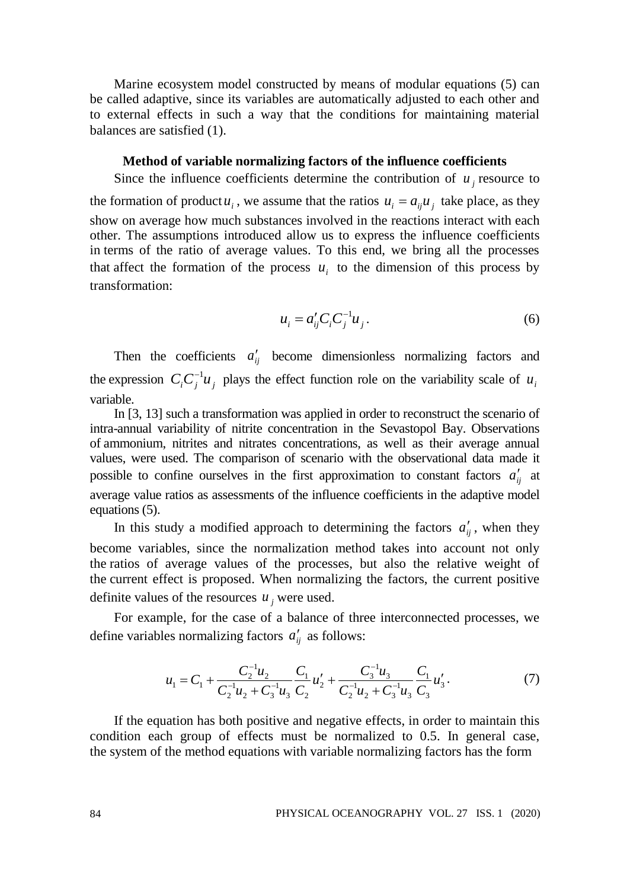Marine ecosystem model constructed by means of modular equations (5) can be called adaptive, since its variables are automatically adjusted to each other and to external effects in such a way that the conditions for maintaining material balances are satisfied (1).

### Method of variable normalizing factors of the influence coefficients

Since the influence coefficients determine the contribution of $u_j$ resource to the formation of product $u_i$, we assume that the ratios $u_i = a_{ij} u_j$ take place, as they show on average how much substances involved in the reactions interact with each other. The assumptions introduced allow us to express the influence coefficients in terms of the ratio of average values. To this end, we bring all the processes that affect the formation of the process $u_i$ to the dimension of this process by transformation:

$$u_i = a'_{ij} C_i C_j^{-1} u_j . \tag{6}$$

Then the coefficients $a'_{ij}$ become dimensionless normalizing factors and the expression $C_i C_j^{-1} u_j$ plays the effect function role on the variability scale of $u_i$ variable.

In [3, 13] such a transformation was applied in order to reconstruct the scenario of intra-annual variability of nitrite concentration in the Sevastopol Bay. Observations of ammonium, nitrites and nitrates concentrations, as well as their average annual values, were used. The comparison of scenario with the observational data made it possible to confine ourselves in the first approximation to constant factors $a'_{ij}$ at average value ratios as assessments of the influence coefficients in the adaptive model equations (5).

In this study a modified approach to determining the factors $a'_{ij}$, when they become variables, since the normalization method takes into account not only the ratios of average values of the processes, but also the relative weight of the current effect is proposed. When normalizing the factors, the current positive definite values of the resources $u_j$ were used.

For example, for the case of a balance of three interconnected processes, we define variables normalizing factors $a'_{ij}$ as follows:

$$u_1 = C_1 + \frac{C_2^{-1} u_2}{C_2^{-1} u_2 + C_3^{-1} u_3} \frac{C_1}{C_2} u'_2 + \frac{C_3^{-1} u_3}{C_2^{-1} u_2 + C_3^{-1} u_3} \frac{C_1}{C_3} u'_3 . \tag{7}$$

If the equation has both positive and negative effects, in order to maintain this condition each group of effects must be normalized to 0.5. In general case, the system of the method equations with variable normalizing factors has the form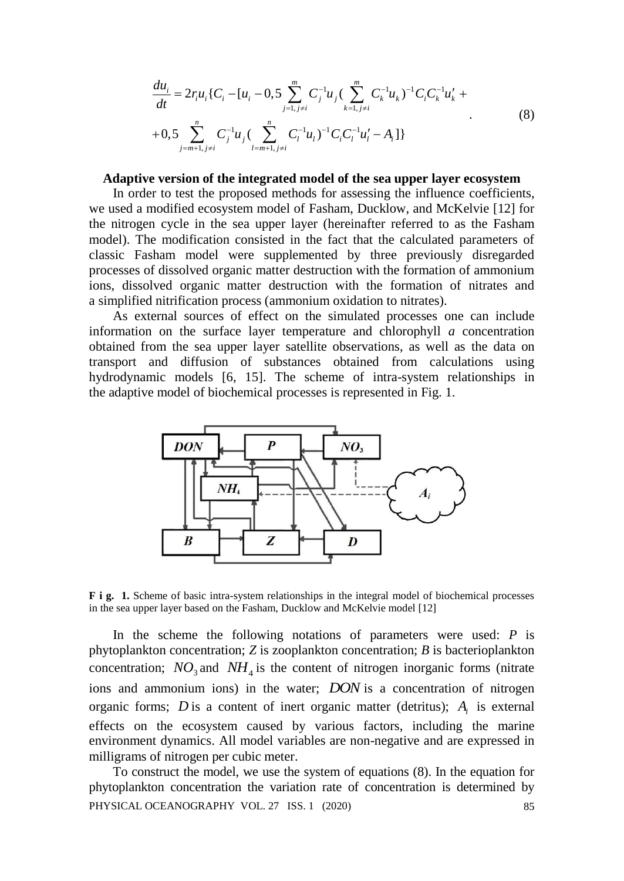$$
\frac{du_i}{dt} = 2r_i u_i \{C_i - [u_i - 0,5 \sum_{j=1, j\neq i}^{m} C_j^{-1} u_j (\sum_{k=1, j\neq i}^{m} C_k^{-1} u_k)^{-1} C_i C_k^{-1} u_k' + 
+0,5 \sum_{j=m+1, j\neq i}^{n} C_j^{-1} u_j (\sum_{l=m+1, j\neq i}^{n} C_l^{-1} u_l)^{-1} C_i C_l^{-1} u_l' - A_i]\} \quad . \quad (8)
$$

### Adaptive version of the integrated model of the sea upper layer ecosystem

In order to test the proposed methods for assessing the influence coefficients, we used a modified ecosystem model of Fasham, Ducklow, and McKelvie [12] for the nitrogen cycle in the sea upper layer (hereinafter referred to as the Fasham model). The modification consisted in the fact that the calculated parameters of classic Fasham model were supplemented by three previously disregarded processes of dissolved organic matter destruction with the formation of ammonium ions, dissolved organic matter destruction with the formation of nitrates and a simplified nitrification process (ammonium oxidation to nitrates).

As external sources of effect on the simulated processes one can include information on the surface layer temperature and chlorophyll *a* concentration obtained from the sea upper layer satellite observations, as well as the data on transport and diffusion of substances obtained from calculations using hydrodynamic models [6, 15]. The scheme of intra-system relationships in the adaptive model of biochemical processes is represented in Fig. 1.

DON
P
NO₃
NH₄
A_i
B
Z
D

**F i g. 1.** Scheme of basic intra-system relationships in the integral model of biochemical processes in the sea upper layer based on the Fasham, Ducklow and McKelvie model [12]

In the scheme the following notations of parameters were used: $P$ is phytoplankton concentration; $Z$ is zooplankton concentration; $B$ is bacterioplankton concentration; $NO_3$ and $NH_4$ is the content of nitrogen inorganic forms (nitrate ions and ammonium ions) in the water; $DON$ is a concentration of nitrogen organic forms; $D$ is a content of inert organic matter (detritus); $A_i$ is external effects on the ecosystem caused by various factors, including the marine environment dynamics. All model variables are non-negative and are expressed in milligrams of nitrogen per cubic meter.

To construct the model, we use the system of equations (8). In the equation for phytoplankton concentration the variation rate of concentration is determined by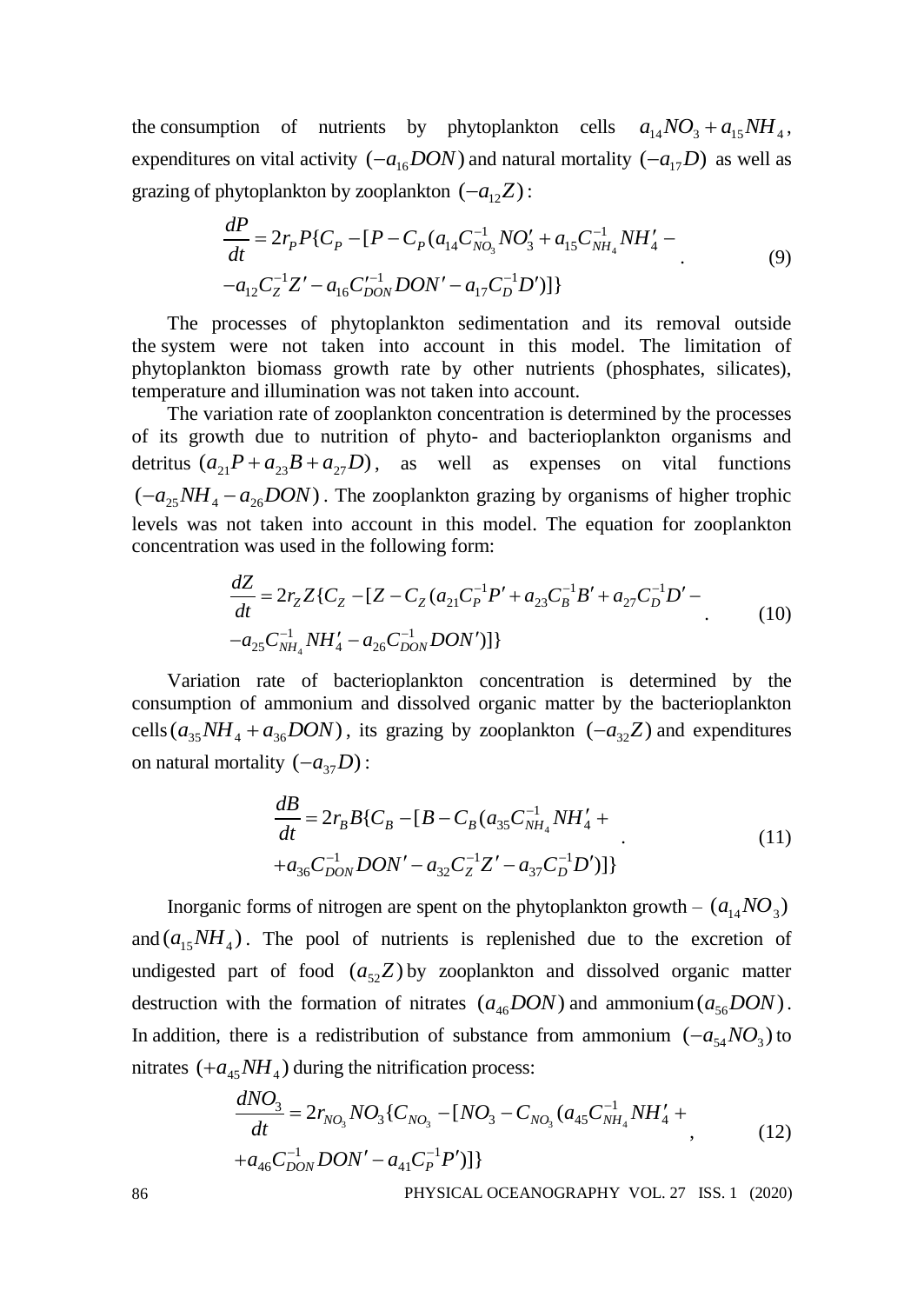the consumption of nutrients by phytoplankton cells $a_{14}NO_3 + a_{15}NH_4$, expenditures on vital activity $(-a_{16}DON)$ and natural mortality $(-a_{17}D)$ as well as grazing of phytoplankton by zooplankton $(-a_{12}Z)$:

$$\frac{dP}{dt} = 2r_P P\{C_P - [P - C_P(a_{14}C_{NO_3}^{-1}NO_3' + a_{15}C_{NH_4}^{-1}NH_4' - \\ -a_{12}C_Z^{-1}Z' - a_{16}C_{DON}'^{-1}DON' - a_{17}C_D^{-1}D')]\} \quad (9)$$

The processes of phytoplankton sedimentation and its removal outside the system were not taken into account in this model. The limitation of phytoplankton biomass growth rate by other nutrients (phosphates, silicates), temperature and illumination was not taken into account.

The variation rate of zooplankton concentration is determined by the processes of its growth due to nutrition of phyto- and bacterioplankton organisms and detritus $(a_{21}P + a_{23}B + a_{27}D)$, as well as expenses on vital functions $(-a_{25}NH_4 - a_{26}DON)$. The zooplankton grazing by organisms of higher trophic levels was not taken into account in this model. The equation for zooplankton concentration was used in the following form:

$$\frac{dZ}{dt} = 2r_Z Z\{C_Z - [Z - C_Z(a_{21}C_P^{-1}P' + a_{23}C_B^{-1}B' + a_{27}C_D^{-1}D' - \\ -a_{25}C_{NH_4}^{-1}NH_4' - a_{26}C_{DON}^{-1}DON')]\} \quad (10)$$

Variation rate of bacterioplankton concentration is determined by the consumption of ammonium and dissolved organic matter by the bacterioplankton cells $(a_{35}NH_4 + a_{36}DON)$, its grazing by zooplankton $(-a_{32}Z)$ and expenditures on natural mortality $(-a_{37}D)$:

$$\frac{dB}{dt} = 2r_B B\{C_B - [B - C_B(a_{35}C_{NH_4}^{-1}NH_4' + \\ +a_{36}C_{DON}^{-1}DON' - a_{32}C_Z^{-1}Z' - a_{37}C_D^{-1}D')]\} \quad (11)$$

Inorganic forms of nitrogen are spent on the phytoplankton growth – $(a_{14}NO_3)$ and $(a_{15}NH_4)$. The pool of nutrients is replenished due to the excretion of undigested part of food $(a_{52}Z)$ by zooplankton and dissolved organic matter destruction with the formation of nitrates $(a_{46}DON)$ and ammonium $(a_{56}DON)$. In addition, there is a redistribution of substance from ammonium $(-a_{54}NO_3)$ to nitrates $(+a_{45}NH_4)$ during the nitrification process:

$$\frac{dNO_3}{dt} = 2r_{NO_3}NO_3\{C_{NO_3} - [NO_3 - C_{NO_3}(a_{45}C_{NH_4}^{-1}NH_4' + \\ +a_{46}C_{DON}^{-1}DON' - a_{41}C_P^{-1}P')]\}, \quad (12)$$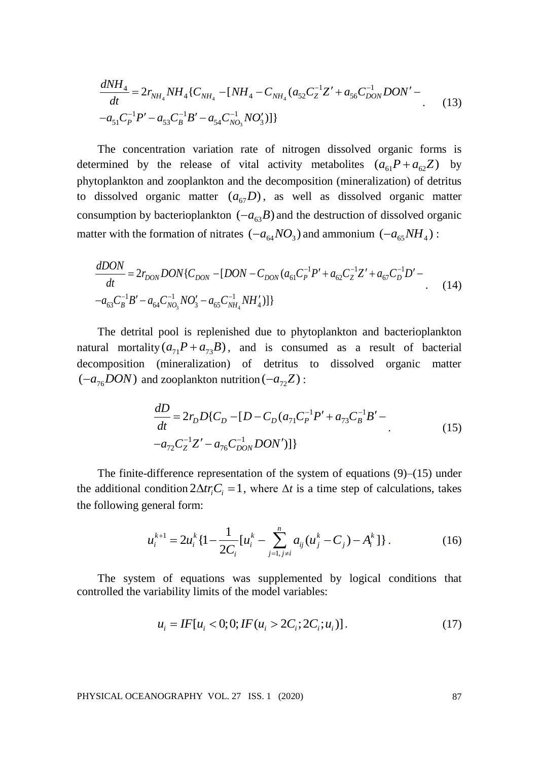$$\frac{dNH_4}{dt} = 2r_{NH_4} NH_4 \{C_{NH_4} - [NH_4 - C_{NH_4}(a_{52}C_Z^{-1}Z' + a_{56}C_{DON}^{-1}DON' - \\ -a_{51}C_P^{-1}P' - a_{53}C_B^{-1}B' - a_{54}C_{NO_3}^{-1}NO_3')]\} . \quad (13)$$

The concentration variation rate of nitrogen dissolved organic forms is determined by the release of vital activity metabolites $(a_{61}P + a_{62}Z)$ by phytoplankton and zooplankton and the decomposition (mineralization) of detritus to dissolved organic matter $(a_{67}D)$, as well as dissolved organic matter consumption by bacterioplankton $(-a_{63}B)$ and the destruction of dissolved organic matter with the formation of nitrates $(-a_{64}NO_3)$ and ammonium $(-a_{65}NH_4)$:

$$\frac{dDON}{dt} = 2r_{DON} DON \{C_{DON} - [DON - C_{DON}(a_{61}C_P^{-1}P' + a_{62}C_Z^{-1}Z' + a_{67}C_D^{-1}D' - \\ -a_{63}C_B^{-1}B' - a_{64}C_{NO_3}^{-1}NO_3' - a_{65}C_{NH_4}^{-1}NH_4')]\} . \quad (14)$$

The detrital pool is replenished due to phytoplankton and bacterioplankton natural mortality $(a_{71}P + a_{73}B)$, and is consumed as a result of bacterial decomposition (mineralization) of detritus to dissolved organic matter $(-a_{76}DON)$ and zooplankton nutrition $(-a_{72}Z)$:

$$\frac{dD}{dt} = 2r_D D \{C_D - [D - C_D(a_{71}C_P^{-1}P' + a_{73}C_B^{-1}B' - \\ -a_{72}C_Z^{-1}Z' - a_{76}C_{DON}^{-1}DON')]\} . \quad (15)$$

The finite-difference representation of the system of equations (9)–(15) under the additional condition $2\Delta t r_i C_i = 1$, where $\Delta t$ is a time step of calculations, takes the following general form:

$$u_i^{k+1} = 2u_i^k \{1 - \frac{1}{2C_i}[u_i^k - \sum_{j=1, j \neq i}^{n} a_{ij}(u_j^k - C_j) - A_i^k]\} . \quad (16)$$

The system of equations was supplemented by logical conditions that controlled the variability limits of the model variables:

$$u_i = IF[u_i < 0; 0; IF(u_i > 2C_i; 2C_i; u_i)] . \quad (17)$$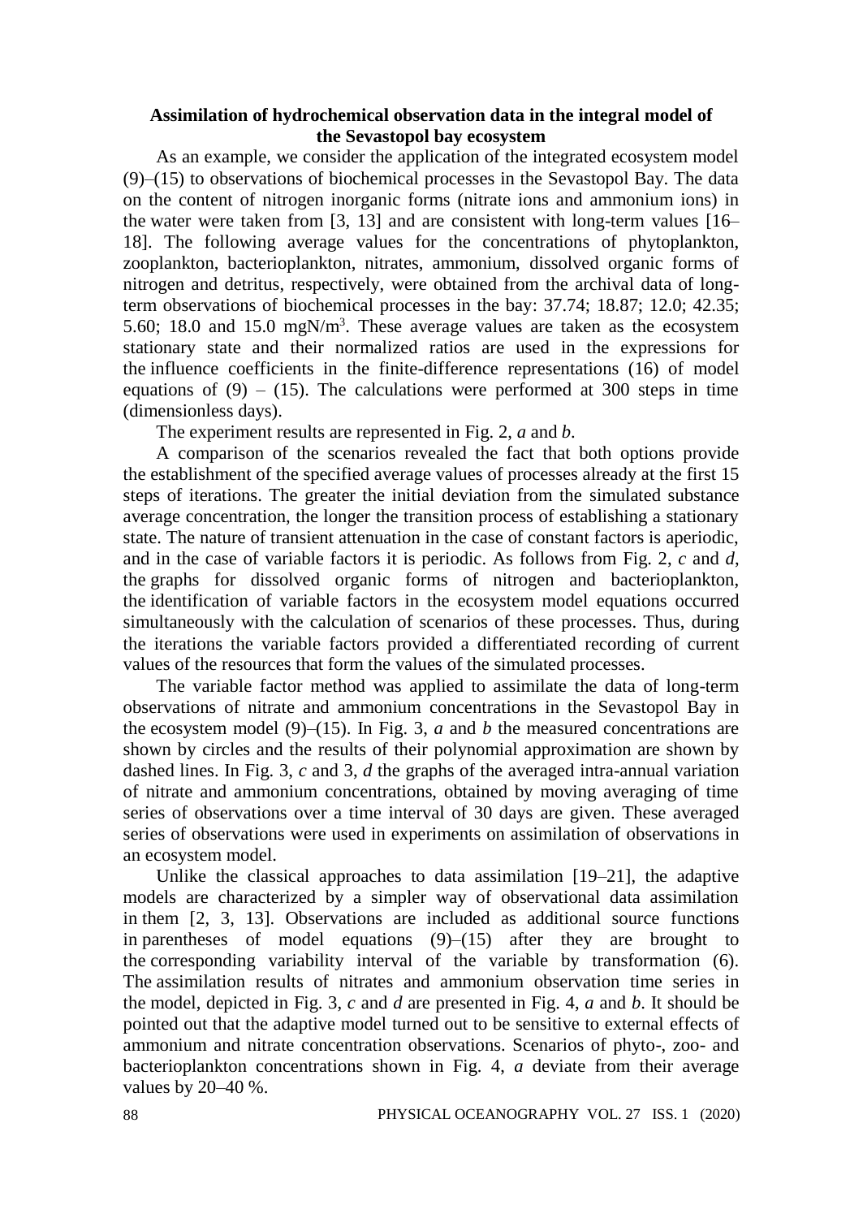### Assimilation of hydrochemical observation data in the integral model of the Sevastopol bay ecosystem

As an example, we consider the application of the integrated ecosystem model (9)–(15) to observations of biochemical processes in the Sevastopol Bay. The data on the content of nitrogen inorganic forms (nitrate ions and ammonium ions) in the water were taken from [3, 13] and are consistent with long-term values [16–18]. The following average values for the concentrations of phytoplankton, zooplankton, bacterioplankton, nitrates, ammonium, dissolved organic forms of nitrogen and detritus, respectively, were obtained from the archival data of long-term observations of biochemical processes in the bay: 37.74; 18.87; 12.0; 42.35; 5.60; 18.0 and 15.0 $mgN/m^3$. These average values are taken as the ecosystem stationary state and their normalized ratios are used in the expressions for the influence coefficients in the finite-difference representations (16) of model equations of (9) – (15). The calculations were performed at 300 steps in time (dimensionless days).

The experiment results are represented in Fig. 2, *a* and *b*.

A comparison of the scenarios revealed the fact that both options provide the establishment of the specified average values of processes already at the first 15 steps of iterations. The greater the initial deviation from the simulated substance average concentration, the longer the transition process of establishing a stationary state. The nature of transient attenuation in the case of constant factors is aperiodic, and in the case of variable factors it is periodic. As follows from Fig. 2, *c* and *d*, the graphs for dissolved organic forms of nitrogen and bacterioplankton, the identification of variable factors in the ecosystem model equations occurred simultaneously with the calculation of scenarios of these processes. Thus, during the iterations the variable factors provided a differentiated recording of current values of the resources that form the values of the simulated processes.

The variable factor method was applied to assimilate the data of long-term observations of nitrate and ammonium concentrations in the Sevastopol Bay in the ecosystem model (9)–(15). In Fig. 3, *a* and *b* the measured concentrations are shown by circles and the results of their polynomial approximation are shown by dashed lines. In Fig. 3, *c* and 3, *d* the graphs of the averaged intra-annual variation of nitrate and ammonium concentrations, obtained by moving averaging of time series of observations over a time interval of 30 days are given. These averaged series of observations were used in experiments on assimilation of observations in an ecosystem model.

Unlike the classical approaches to data assimilation [19–21], the adaptive models are characterized by a simpler way of observational data assimilation in them [2, 3, 13]. Observations are included as additional source functions in parentheses of model equations (9)–(15) after they are brought to the corresponding variability interval of the variable by transformation (6). The assimilation results of nitrates and ammonium observation time series in the model, depicted in Fig. 3, *c* and *d* are presented in Fig. 4, *a* and *b*. It should be pointed out that the adaptive model turned out to be sensitive to external effects of ammonium and nitrate concentration observations. Scenarios of phyto-, zoo- and bacterioplankton concentrations shown in Fig. 4, *a* deviate from their average values by 20–40 %.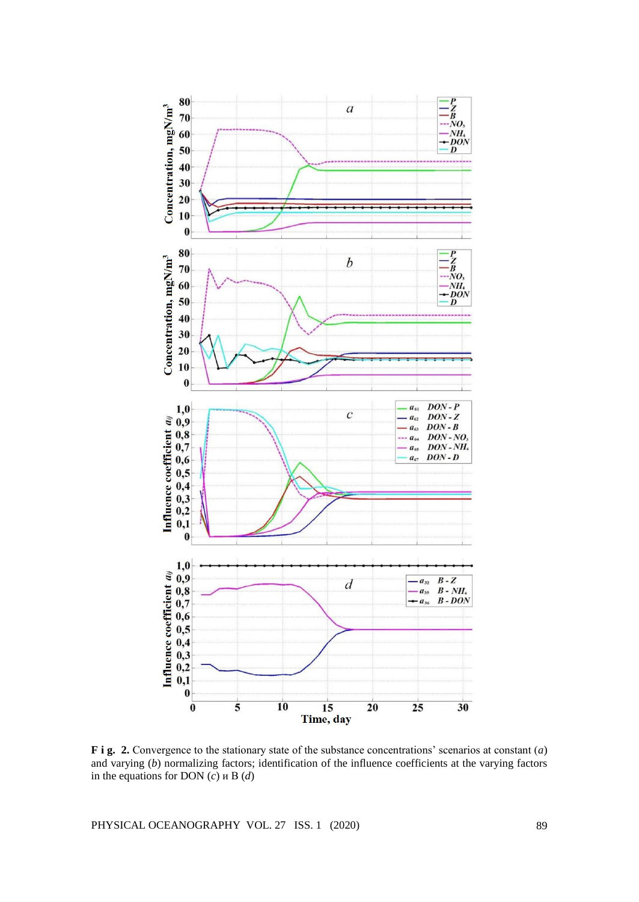a

Concentration, mgN/m³

80
70
60
50
40
30
20
10
0

P
Z
B
NO3
NH4
DON
D

b

Concentration, mgN/m³

80
70
60
50
40
30
20
10
0

P
Z
B
NO3
NH4
DON
D

c

Influence coefficient $a_{ij}$

1,0
0,9
0,8
0,7
0,6
0,5
0,4
0,3
0,2
0,1
0

$a_{61}$ DON - P
$a_{62}$ DON - Z
$a_{63}$ DON - B
$a_{64}$ DON - $NO_3$
$a_{65}$ DON - $NH_4$
$a_{67}$ DON - D

d

Influence coefficient $a_{ij}$

1,0
0,9
0,8
0,7
0,6
0,5
0,4
0,3
0,2
0,1
0

$a_{32}$ B - Z
$a_{35}$ B - $NH_4$
$a_{36}$ B - DON

0 5 10 15 20 25 30

Time, day

**F i g. 2.** Convergence to the stationary state of the substance concentrations' scenarios at constant (*a*) and varying (*b*) normalizing factors; identification of the influence coefficients at the varying factors in the equations for DON (*c*) и B (*d*)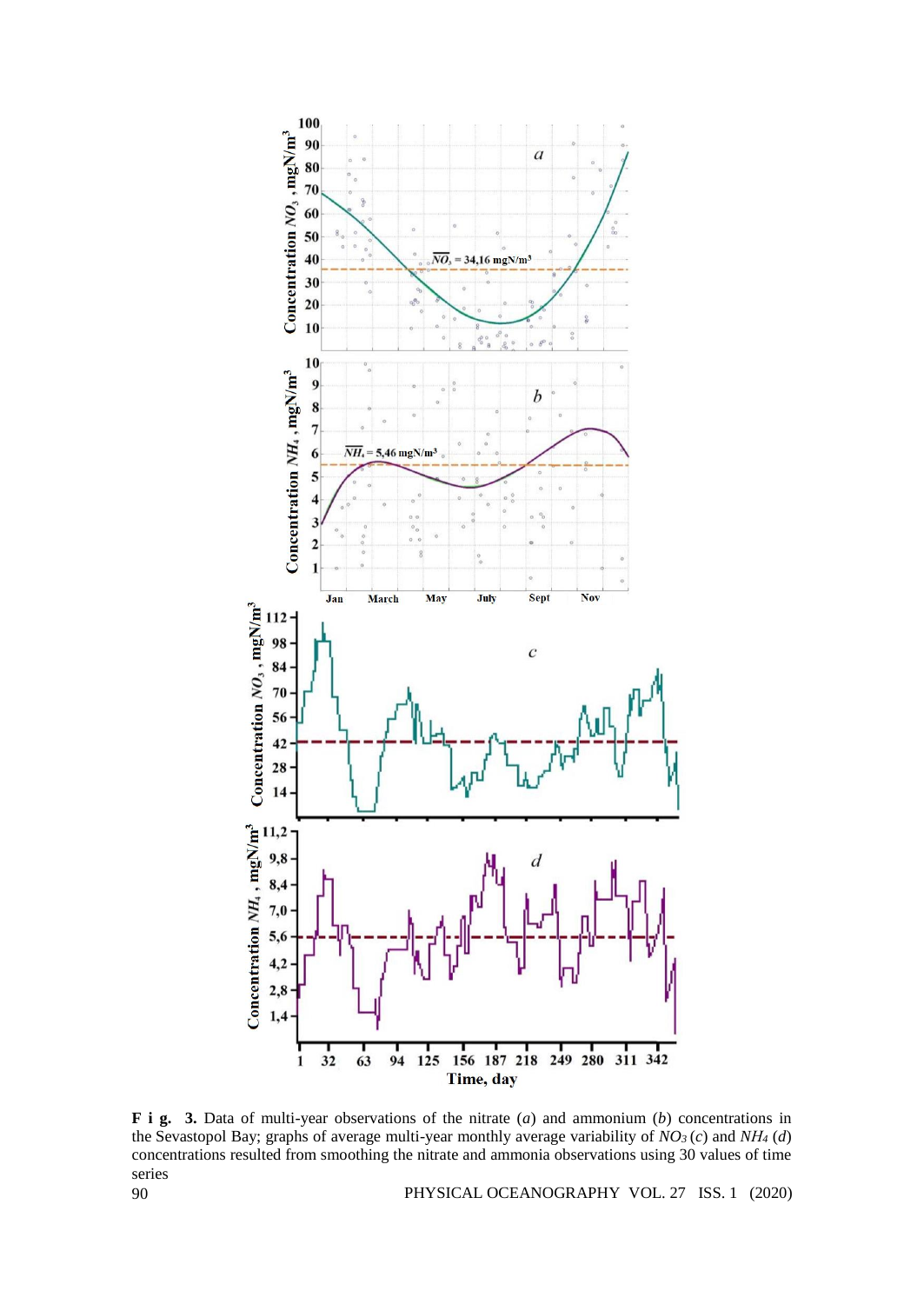100
90
80
70
60
50
40
30
20
10

Concentration $NO_3$, mgN/m³

*a*

$\overline{NO_3}$ = 34,16 mgN/m³

10
9
8
7
6
5
4
3
2
1

Concentration $NH_4$, mgN/m³

*b*

$\overline{NH_4}$ = 5,46 mgN/m³

Jan March May July Sept Nov

112
98
84
70
56
42
28
14

Concentration $NO_3$, mgN/m³

*c*

11,2
9,8
8,4
7,0
5,6
4,2
2,8
1,4

Concentration $NH_4$, mgN/m³

*d*

1 32 63 94 125 156 187 218 249 280 311 342

Time, day

**F i g. 3.** Data of multi-year observations of the nitrate (*a*) and ammonium (*b*) concentrations in the Sevastopol Bay; graphs of average multi-year monthly average variability of $NO_3$ (*c*) and $NH_4$ (*d*) concentrations resulted from smoothing the nitrate and ammonia observations using 30 values of time series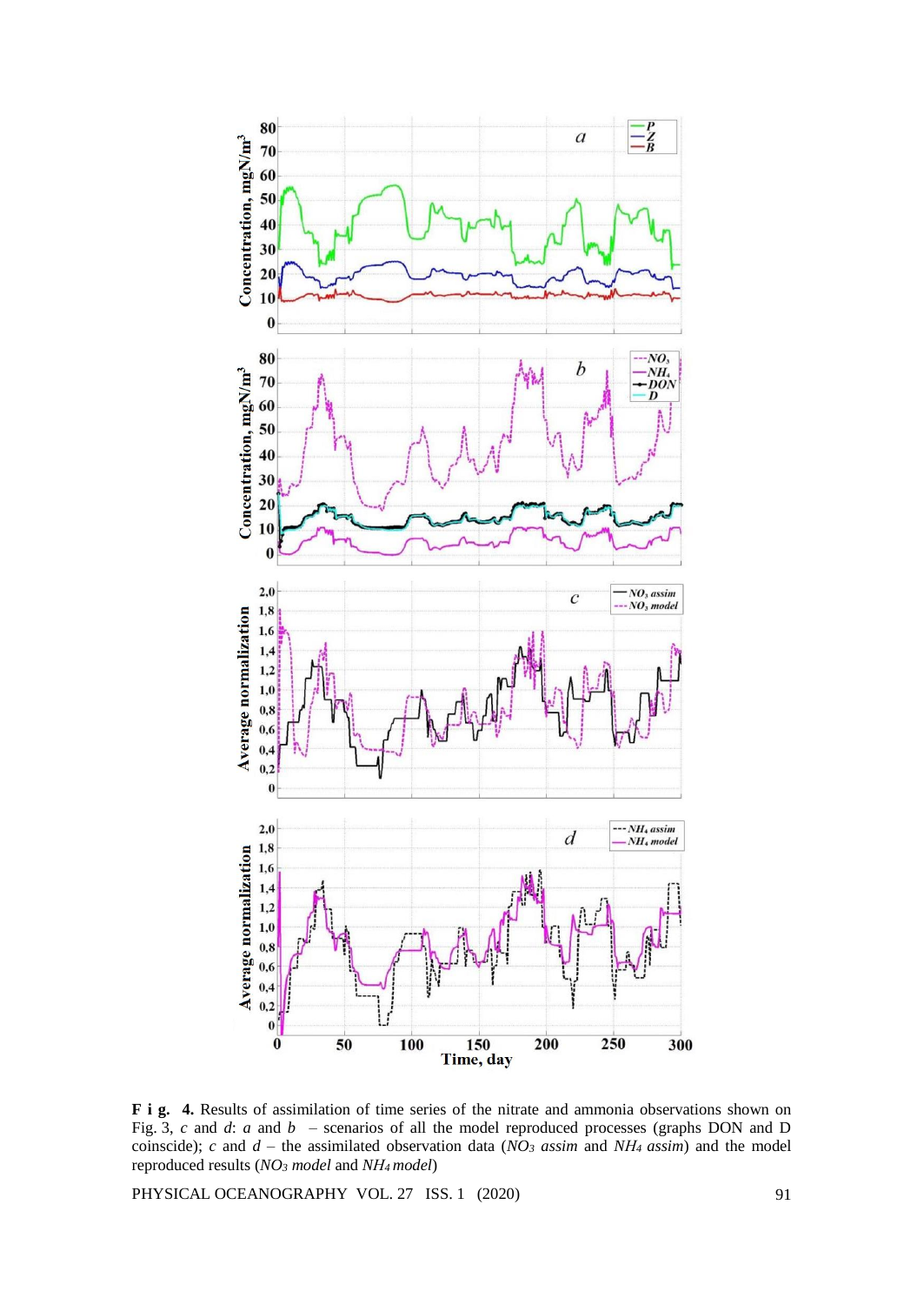a

P
Z
B

Concentration, mgN/m³

80
70
60
50
40
30
20
10
0

b

NO3
NH4
DON
D

Concentration, mgN/m³

80
70
60
50
40
30
20
10
0

c

NO3 assim
NO3 model

Average normalization

2,0
1,8
1,6
1,4
1,2
1,0
0,8
0,6
0,4
0,2
0

d

NH4 assim
NH4 model

Average normalization

2,0
1,8
1,6
1,4
1,2
1,0
0,8
0,6
0,4
0,2
0

0 50 100 150 200 250 300

Time, day

**F i g. 4.** Results of assimilation of time series of the nitrate and ammonia observations shown on Fig. 3, *c* and *d*: *a* and *b* – scenarios of all the model reproduced processes (graphs DON and D coinscide); *c* and *d* – the assimilated observation data (*$NO_3$ assim* and *$NH_4$ assim*) and the model reproduced results (*$NO_3$ model* and *$NH_4$ model*)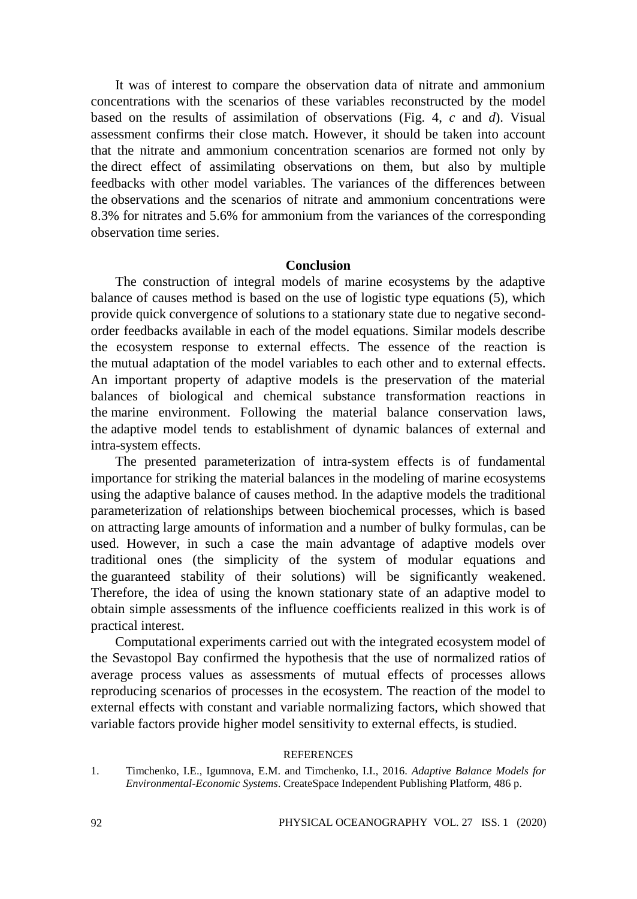It was of interest to compare the observation data of nitrate and ammonium concentrations with the scenarios of these variables reconstructed by the model based on the results of assimilation of observations (Fig. 4, *c* and *d*). Visual assessment confirms their close match. However, it should be taken into account that the nitrate and ammonium concentration scenarios are formed not only by the direct effect of assimilating observations on them, but also by multiple feedbacks with other model variables. The variances of the differences between the observations and the scenarios of nitrate and ammonium concentrations were 8.3% for nitrates and 5.6% for ammonium from the variances of the corresponding observation time series.

## Conclusion

The construction of integral models of marine ecosystems by the adaptive balance of causes method is based on the use of logistic type equations (5), which provide quick convergence of solutions to a stationary state due to negative second-order feedbacks available in each of the model equations. Similar models describe the ecosystem response to external effects. The essence of the reaction is the mutual adaptation of the model variables to each other and to external effects. An important property of adaptive models is the preservation of the material balances of biological and chemical substance transformation reactions in the marine environment. Following the material balance conservation laws, the adaptive model tends to establishment of dynamic balances of external and intra-system effects.

The presented parameterization of intra-system effects is of fundamental importance for striking the material balances in the modeling of marine ecosystems using the adaptive balance of causes method. In the adaptive models the traditional parameterization of relationships between biochemical processes, which is based on attracting large amounts of information and a number of bulky formulas, can be used. However, in such a case the main advantage of adaptive models over traditional ones (the simplicity of the system of modular equations and the guaranteed stability of their solutions) will be significantly weakened. Therefore, the idea of using the known stationary state of an adaptive model to obtain simple assessments of the influence coefficients realized in this work is of practical interest.

Computational experiments carried out with the integrated ecosystem model of the Sevastopol Bay confirmed the hypothesis that the use of normalized ratios of average process values as assessments of mutual effects of processes allows reproducing scenarios of processes in the ecosystem. The reaction of the model to external effects with constant and variable normalizing factors, which showed that variable factors provide higher model sensitivity to external effects, is studied.

### REFERENCES

1. Timchenko, I.E., Igumnova, E.M. and Timchenko, I.I., 2016. *Adaptive Balance Models for Environmental-Economic Systems*. CreateSpace Independent Publishing Platform, 486 p.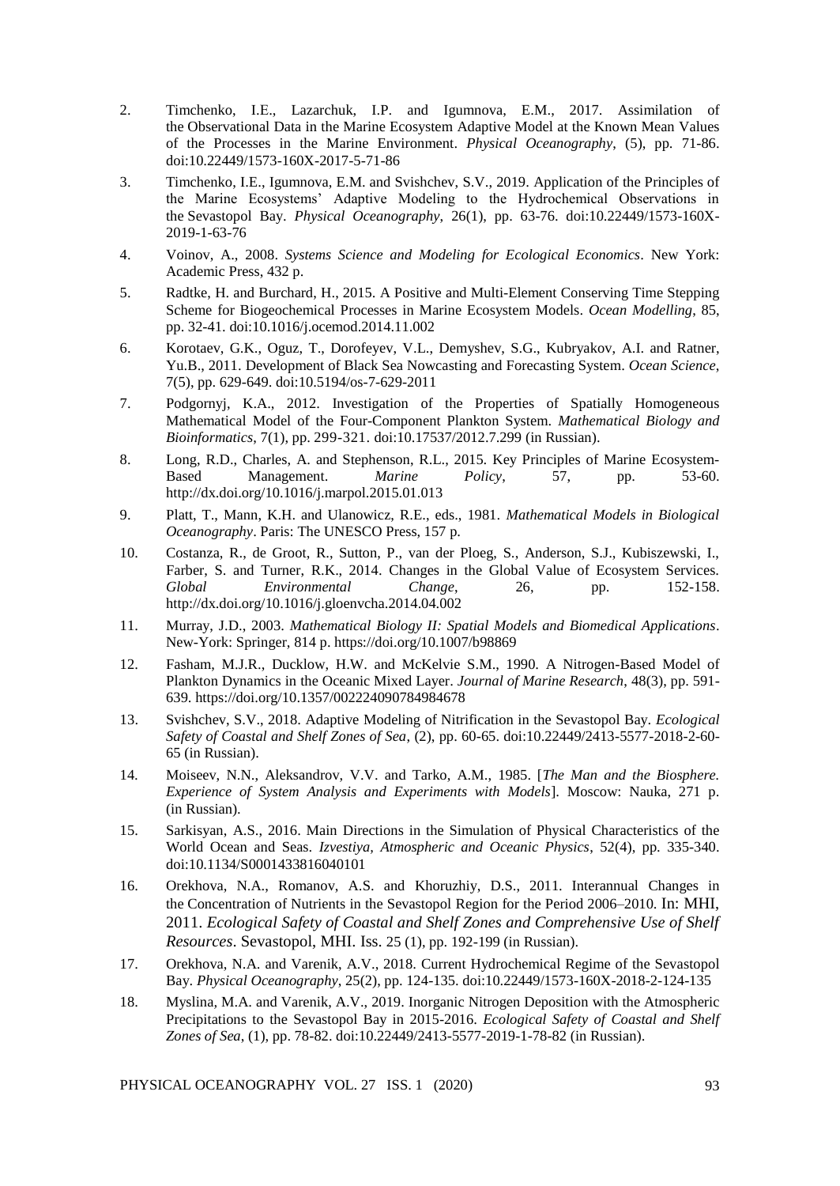2. Timchenko, I.E., Lazarchuk, I.P. and Igumnova, E.M., 2017. Assimilation of the Observational Data in the Marine Ecosystem Adaptive Model at the Known Mean Values of the Processes in the Marine Environment. *Physical Oceanography*, (5), pp. 71-86. doi:10.22449/1573-160X-2017-5-71-86
3. Timchenko, I.E., Igumnova, E.M. and Svishchev, S.V., 2019. Application of the Principles of the Marine Ecosystems' Adaptive Modeling to the Hydrochemical Observations in the Sevastopol Bay. *Physical Oceanography*, 26(1), pp. 63-76. doi:10.22449/1573-160X-2019-1-63-76
4. Voinov, A., 2008. *Systems Science and Modeling for Ecological Economics*. New York: Academic Press, 432 p.
5. Radtke, H. and Burchard, H., 2015. A Positive and Multi-Element Conserving Time Stepping Scheme for Biogeochemical Processes in Marine Ecosystem Models. *Ocean Modelling*, 85, pp. 32-41. doi:10.1016/j.ocemod.2014.11.002
6. Korotaev, G.K., Oguz, T., Dorofeyev, V.L., Demyshev, S.G., Kubryakov, A.I. and Ratner, Yu.B., 2011. Development of Black Sea Nowcasting and Forecasting System. *Ocean Science*, 7(5), pp. 629-649. doi:10.5194/os-7-629-2011
7. Podgornyj, K.A., 2012. Investigation of the Properties of Spatially Homogeneous Mathematical Model of the Four-Component Plankton System. *Mathematical Biology and Bioinformatics*, 7(1), pp. 299-321. doi:10.17537/2012.7.299 (in Russian).
8. Long, R.D., Charles, A. and Stephenson, R.L., 2015. Key Principles of Marine Ecosystem-Based Management. *Marine Policy*, 57, pp. 53-60. http://dx.doi.org/10.1016/j.marpol.2015.01.013
9. Platt, T., Mann, K.H. and Ulanowicz, R.E., eds., 1981. *Mathematical Models in Biological Oceanography*. Paris: The UNESCO Press, 157 p.
10. Costanza, R., de Groot, R., Sutton, P., van der Ploeg, S., Anderson, S.J., Kubiszewski, I., Farber, S. and Turner, R.K., 2014. Changes in the Global Value of Ecosystem Services. *Global Environmental Change*, 26, pp. 152-158. http://dx.doi.org/10.1016/j.gloenvcha.2014.04.002
11. Murray, J.D., 2003. *Mathematical Biology II: Spatial Models and Biomedical Applications*. New-York: Springer, 814 p. https://doi.org/10.1007/b98869
12. Fasham, M.J.R., Ducklow, H.W. and McKelvie S.M., 1990. A Nitrogen-Based Model of Plankton Dynamics in the Oceanic Mixed Layer. *Journal of Marine Research*, 48(3), pp. 591-639. https://doi.org/10.1357/002224090784984678
13. Svishchev, S.V., 2018. Adaptive Modeling of Nitrification in the Sevastopol Bay. *Ecological Safety of Coastal and Shelf Zones of Sea*, (2), pp. 60-65. doi:10.22449/2413-5577-2018-2-60-65 (in Russian).
14. Moiseev, N.N., Aleksandrov, V.V. and Tarko, A.M., 1985. [*The Man and the Biosphere. Experience of System Analysis and Experiments with Models*]. Moscow: Nauka, 271 p. (in Russian).
15. Sarkisyan, A.S., 2016. Main Directions in the Simulation of Physical Characteristics of the World Ocean and Seas. *Izvestiya, Atmospheric and Oceanic Physics*, 52(4), pp. 335-340. doi:10.1134/S0001433816040101
16. Orekhova, N.A., Romanov, A.S. and Khoruzhiy, D.S., 2011. Interannual Changes in the Concentration of Nutrients in the Sevastopol Region for the Period 2006–2010. In: MHI, 2011. *Ecological Safety of Coastal and Shelf Zones and Comprehensive Use of Shelf Resources*. Sevastopol, MHI. Iss. 25 (1), pp. 192-199 (in Russian).
17. Orekhova, N.A. and Varenik, A.V., 2018. Current Hydrochemical Regime of the Sevastopol Bay. *Physical Oceanography*, 25(2), pp. 124-135. doi:10.22449/1573-160X-2018-2-124-135
18. Myslina, M.A. and Varenik, A.V., 2019. Inorganic Nitrogen Deposition with the Atmospheric Precipitations to the Sevastopol Bay in 2015-2016. *Ecological Safety of Coastal and Shelf Zones of Sea*, (1), pp. 78-82. doi:10.22449/2413-5577-2019-1-78-82 (in Russian).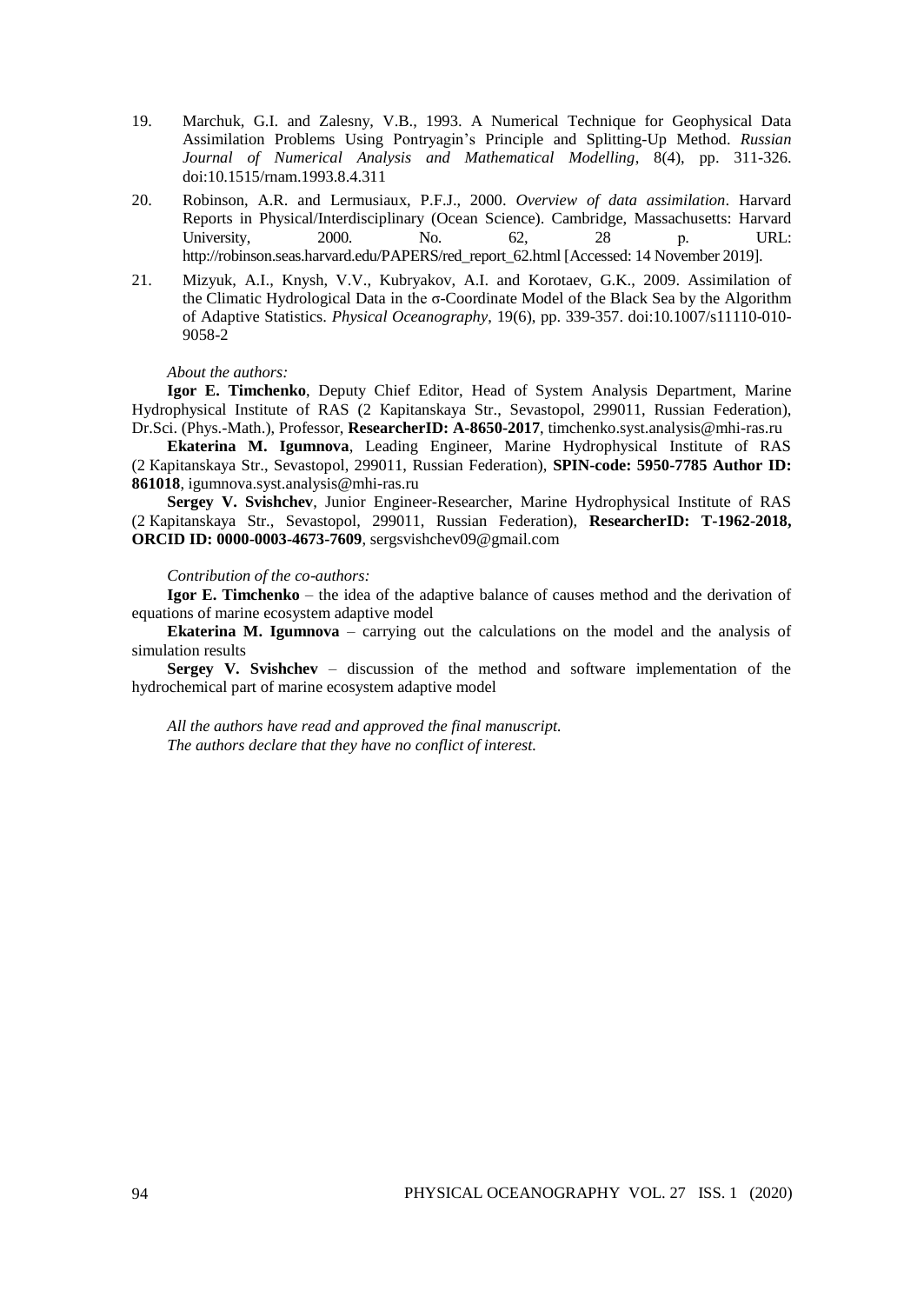19. Marchuk, G.I. and Zalesny, V.B., 1993. A Numerical Technique for Geophysical Data Assimilation Problems Using Pontryagin's Principle and Splitting-Up Method. *Russian Journal of Numerical Analysis and Mathematical Modelling*, 8(4), pp. 311-326. doi:10.1515/rnam.1993.8.4.311

20. Robinson, A.R. and Lermusiaux, P.F.J., 2000. *Overview of data assimilation*. Harvard Reports in Physical/Interdisciplinary (Ocean Science). Cambridge, Massachusetts: Harvard University, 2000. No. 62, 28 p. URL: http://robinson.seas.harvard.edu/PAPERS/red_report_62.html [Accessed: 14 November 2019].

21. Mizyuk, A.I., Knysh, V.V., Kubryakov, A.I. and Korotaev, G.K., 2009. Assimilation of the Climatic Hydrological Data in the σ-Coordinate Model of the Black Sea by the Algorithm of Adaptive Statistics. *Physical Oceanography*, 19(6), pp. 339-357. doi:10.1007/s11110-010-9058-2

*About the authors:*

**Igor E. Timchenko**, Deputy Chief Editor, Head of System Analysis Department, Marine Hydrophysical Institute of RAS (2 Kapitanskaya Str., Sevastopol, 299011, Russian Federation), Dr.Sci. (Phys.-Math.), Professor, **ResearcherID: A-8650-2017**, timchenko.syst.analysis@mhi-ras.ru

**Ekaterina M. Igumnova**, Leading Engineer, Marine Hydrophysical Institute of RAS (2 Kapitanskaya Str., Sevastopol, 299011, Russian Federation), **SPIN-code: 5950-7785 Author ID: 861018**, igumnova.syst.analysis@mhi-ras.ru

**Sergey V. Svishchev**, Junior Engineer-Researcher, Marine Hydrophysical Institute of RAS (2 Kapitanskaya Str., Sevastopol, 299011, Russian Federation), **ResearcherID: T-1962-2018, ORCID ID: 0000-0003-4673-7609**, sergsvishchev09@gmail.com

*Contribution of the co-authors:*

**Igor E. Timchenko** – the idea of the adaptive balance of causes method and the derivation of equations of marine ecosystem adaptive model

**Ekaterina M. Igumnova** – carrying out the calculations on the model and the analysis of simulation results

**Sergey V. Svishchev** – discussion of the method and software implementation of the hydrochemical part of marine ecosystem adaptive model

*All the authors have read and approved the final manuscript.*
*The authors declare that they have no conflict of interest.*